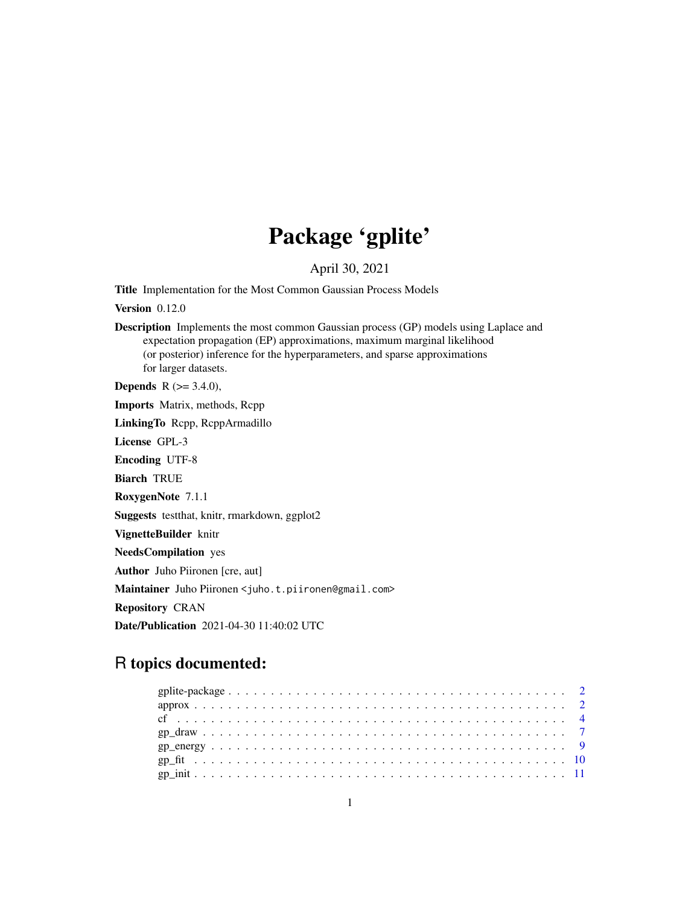# Package 'gplite'

April 30, 2021

**Title** Implementation for the Most Common Gaussian Process Models

**Version** 0.12.0

**Description** Implements the most common Gaussian process (GP) models using Laplace and expectation propagation (EP) approximations, maximum marginal likelihood (or posterior) inference for the hyperparameters, and sparse approximations for larger datasets.

**Depends** R (>= 3.4.0),

**Imports** Matrix, methods, Rcpp

**LinkingTo** Rcpp, RcppArmadillo

**License** GPL-3

**Encoding** UTF-8

**Biarch** TRUE

**RoxygenNote** 7.1.1

**Suggests** testthat, knitr, rmarkdown, ggplot2

**VignetteBuilder** knitr

**NeedsCompilation** yes

**Author** Juho Piironen [cre, aut]

**Maintainer** Juho Piironen <juho.t.piironen@gmail.com>

**Repository** CRAN

**Date/Publication** 2021-04-30 11:40:02 UTC

## R topics documented:

- gplite-package . . . . . . . . . . . . . . . . . . . . . . . . . . . . . . . . . . . . . . . . . 2
- approx . . . . . . . . . . . . . . . . . . . . . . . . . . . . . . . . . . . . . . . . . . . . . 2
- cf . . . . . . . . . . . . . . . . . . . . . . . . . . . . . . . . . . . . . . . . . . . . . . . 4
- gp_draw . . . . . . . . . . . . . . . . . . . . . . . . . . . . . . . . . . . . . . . . . . . . 7
- gp_energy . . . . . . . . . . . . . . . . . . . . . . . . . . . . . . . . . . . . . . . . . . . 9
- gp_fit . . . . . . . . . . . . . . . . . . . . . . . . . . . . . . . . . . . . . . . . . . . . . 10
- gp_init . . . . . . . . . . . . . . . . . . . . . . . . . . . . . . . . . . . . . . . . . . . . 11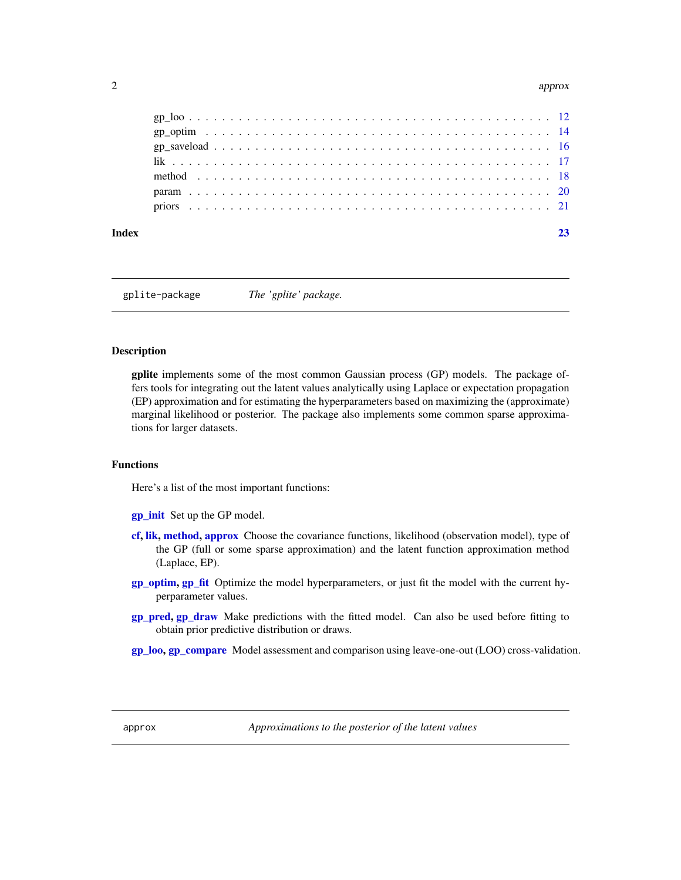gp_loo . . . . . . . . . . . . . . . . . . . . . . . . . . . . . . . . . . . . . . . . 12
gp_optim . . . . . . . . . . . . . . . . . . . . . . . . . . . . . . . . . . . . . . . 14
gp_saveload . . . . . . . . . . . . . . . . . . . . . . . . . . . . . . . . . . . . . 16
lik . . . . . . . . . . . . . . . . . . . . . . . . . . . . . . . . . . . . . . . . . . 17
method . . . . . . . . . . . . . . . . . . . . . . . . . . . . . . . . . . . . . . . . 18
param . . . . . . . . . . . . . . . . . . . . . . . . . . . . . . . . . . . . . . . . . 20
priors . . . . . . . . . . . . . . . . . . . . . . . . . . . . . . . . . . . . . . . . . 21

**Index** **23**

---

`gplite-package` *The 'gplite' package.*

---

## Description

**gplite** implements some of the most common Gaussian process (GP) models. The package offers tools for integrating out the latent values analytically using Laplace or expectation propagation (EP) approximation and for estimating the hyperparameters based on maximizing the (approximate) marginal likelihood or posterior. The package also implements some common sparse approximations for larger datasets.

## Functions

Here's a list of the most important functions:

**gp_init** Set up the GP model.

**cf, lik, method, approx** Choose the covariance functions, likelihood (observation model), type of the GP (full or some sparse approximation) and the latent function approximation method (Laplace, EP).

**gp_optim, gp_fit** Optimize the model hyperparameters, or just fit the model with the current hyperparameter values.

**gp_pred, gp_draw** Make predictions with the fitted model. Can also be used before fitting to obtain prior predictive distribution or draws.

**gp_loo, gp_compare** Model assessment and comparison using leave-one-out (LOO) cross-validation.

---

`approx` *Approximations to the posterior of the latent values*

---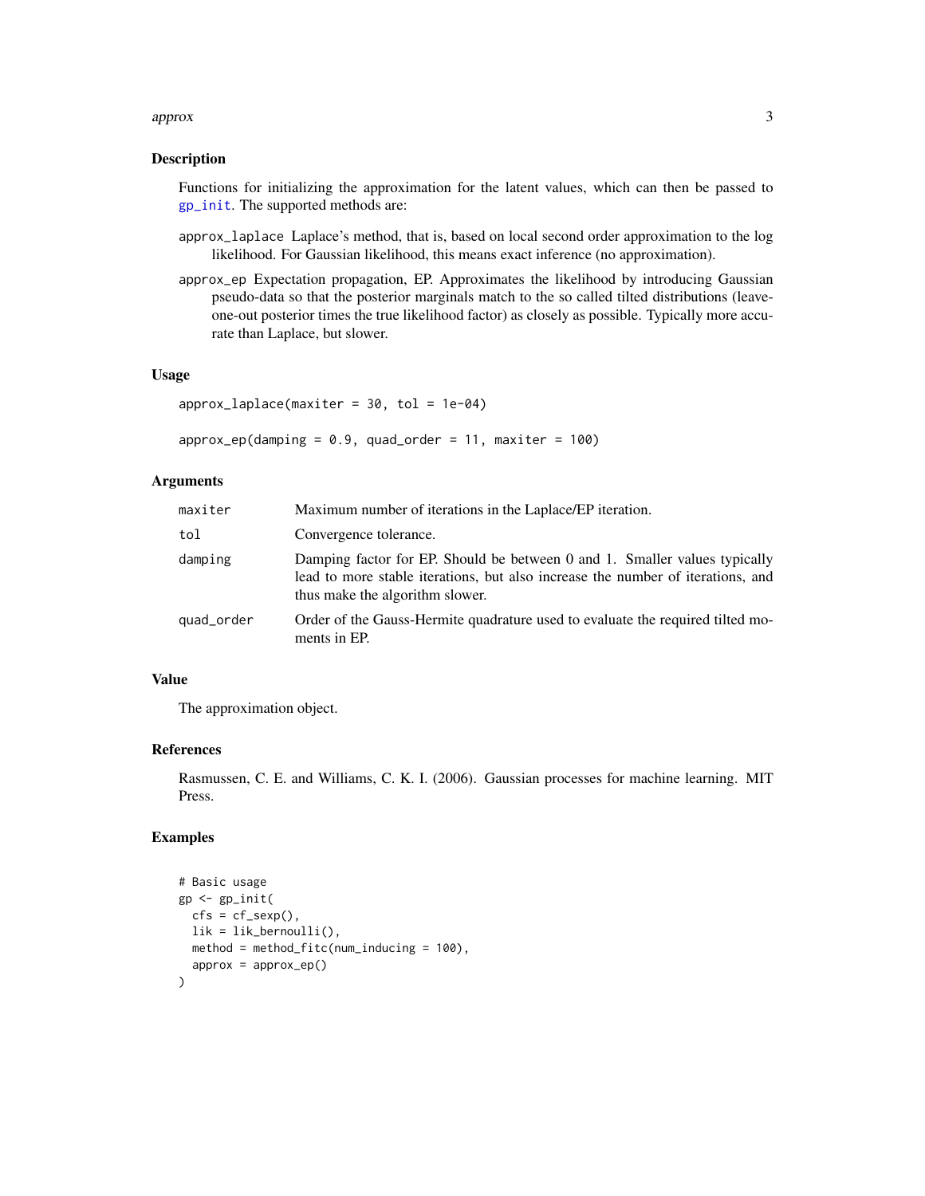## Description

Functions for initializing the approximation for the latent values, which can then be passed to `gp_init`. The supported methods are:

- `approx_laplace` Laplace's method, that is, based on local second order approximation to the log likelihood. For Gaussian likelihood, this means exact inference (no approximation).
- `approx_ep` Expectation propagation, EP. Approximates the likelihood by introducing Gaussian pseudo-data so that the posterior marginals match to the so called tilted distributions (leave-one-out posterior times the true likelihood factor) as closely as possible. Typically more accurate than Laplace, but slower.

## Usage

```
approx_laplace(maxiter = 30, tol = 1e-04)

approx_ep(damping = 0.9, quad_order = 11, maxiter = 100)
```

## Arguments

| | |
|---|---|
| `maxiter` | Maximum number of iterations in the Laplace/EP iteration. |
| `tol` | Convergence tolerance. |
| `damping` | Damping factor for EP. Should be between 0 and 1. Smaller values typically lead to more stable iterations, but also increase the number of iterations, and thus make the algorithm slower. |
| `quad_order` | Order of the Gauss-Hermite quadrature used to evaluate the required tilted moments in EP. |

## Value

The approximation object.

## References

Rasmussen, C. E. and Williams, C. K. I. (2006). Gaussian processes for machine learning. MIT Press.

## Examples

```
# Basic usage
gp <- gp_init(
  cfs = cf_sexp(),
  lik = lik_bernoulli(),
  method = method_fitc(num_inducing = 100),
  approx = approx_ep()
)
```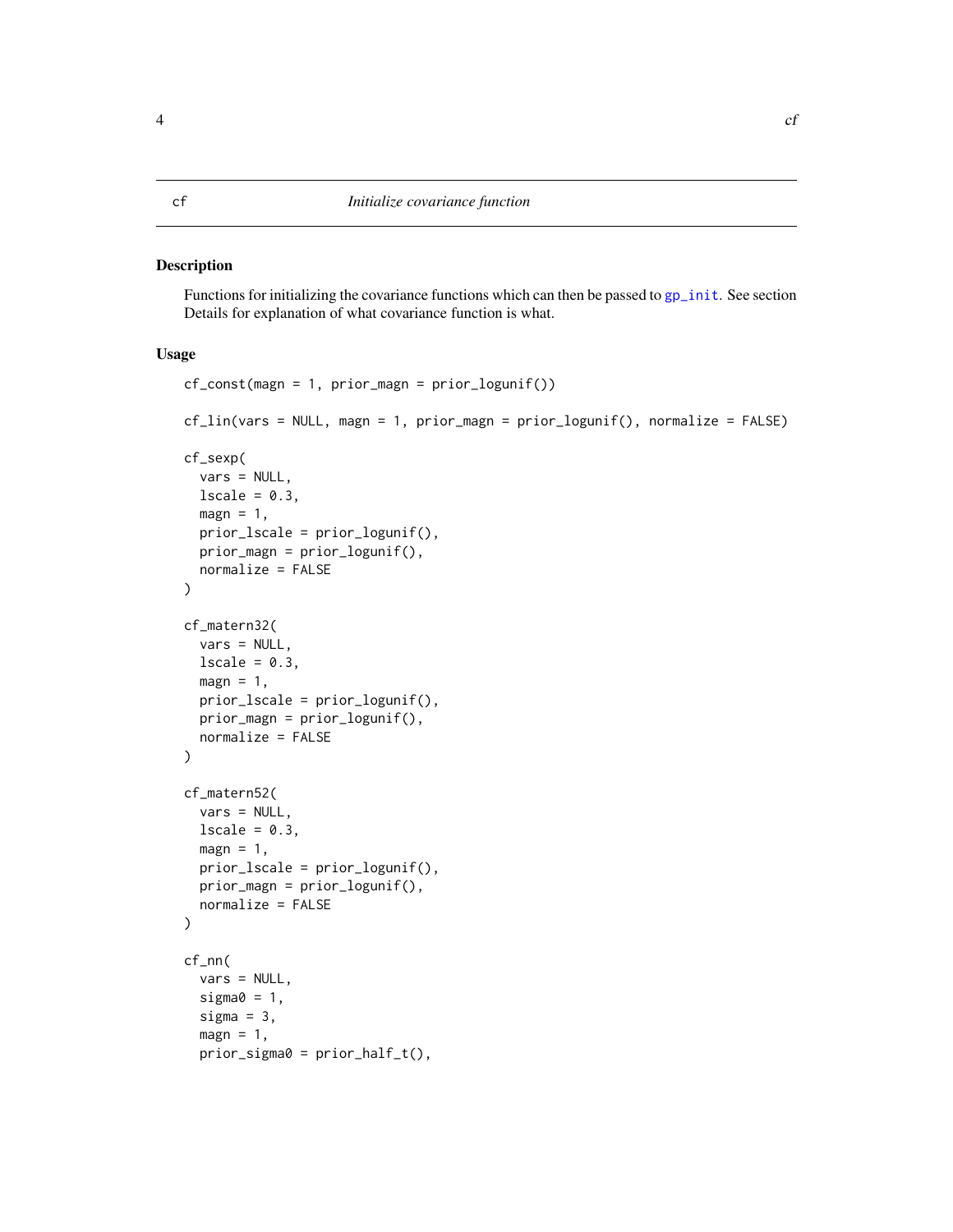## cf — *Initialize covariance function*

### Description

Functions for initializing the covariance functions which can then be passed to gp_init. See section Details for explanation of what covariance function is what.

### Usage

```
cf_const(magn = 1, prior_magn = prior_logunif())

cf_lin(vars = NULL, magn = 1, prior_magn = prior_logunif(), normalize = FALSE)

cf_sexp(
  vars = NULL,
  lscale = 0.3,
  magn = 1,
  prior_lscale = prior_logunif(),
  prior_magn = prior_logunif(),
  normalize = FALSE
)

cf_matern32(
  vars = NULL,
  lscale = 0.3,
  magn = 1,
  prior_lscale = prior_logunif(),
  prior_magn = prior_logunif(),
  normalize = FALSE
)

cf_matern52(
  vars = NULL,
  lscale = 0.3,
  magn = 1,
  prior_lscale = prior_logunif(),
  prior_magn = prior_logunif(),
  normalize = FALSE
)

cf_nn(
  vars = NULL,
  sigma0 = 1,
  sigma = 3,
  magn = 1,
  prior_sigma0 = prior_half_t(),
```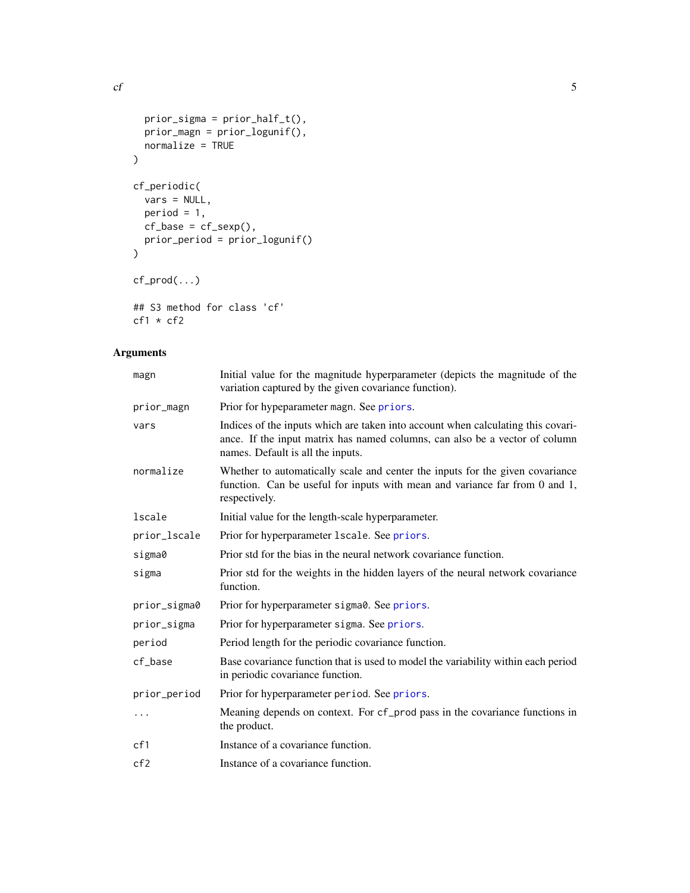```
  prior_sigma = prior_half_t(),
  prior_magn = prior_logunif(),
  normalize = TRUE
)

cf_periodic(
  vars = NULL,
  period = 1,
  cf_base = cf_sexp(),
  prior_period = prior_logunif()
)

cf_prod(...)

## S3 method for class 'cf'
cf1 * cf2
```

## Arguments

| | |
|---|---|
| `magn` | Initial value for the magnitude hyperparameter (depicts the magnitude of the variation captured by the given covariance function). |
| `prior_magn` | Prior for hypeparameter `magn`. See priors. |
| `vars` | Indices of the inputs which are taken into account when calculating this covariance. If the input matrix has named columns, can also be a vector of column names. Default is all the inputs. |
| `normalize` | Whether to automatically scale and center the inputs for the given covariance function. Can be useful for inputs with mean and variance far from 0 and 1, respectively. |
| `lscale` | Initial value for the length-scale hyperparameter. |
| `prior_lscale` | Prior for hyperparameter `lscale`. See priors. |
| `sigma0` | Prior std for the bias in the neural network covariance function. |
| `sigma` | Prior std for the weights in the hidden layers of the neural network covariance function. |
| `prior_sigma0` | Prior for hyperparameter `sigma0`. See priors. |
| `prior_sigma` | Prior for hyperparameter `sigma`. See priors. |
| `period` | Period length for the periodic covariance function. |
| `cf_base` | Base covariance function that is used to model the variability within each period in periodic covariance function. |
| `prior_period` | Prior for hyperparameter `period`. See priors. |
| `...` | Meaning depends on context. For `cf_prod` pass in the covariance functions in the product. |
| `cf1` | Instance of a covariance function. |
| `cf2` | Instance of a covariance function. |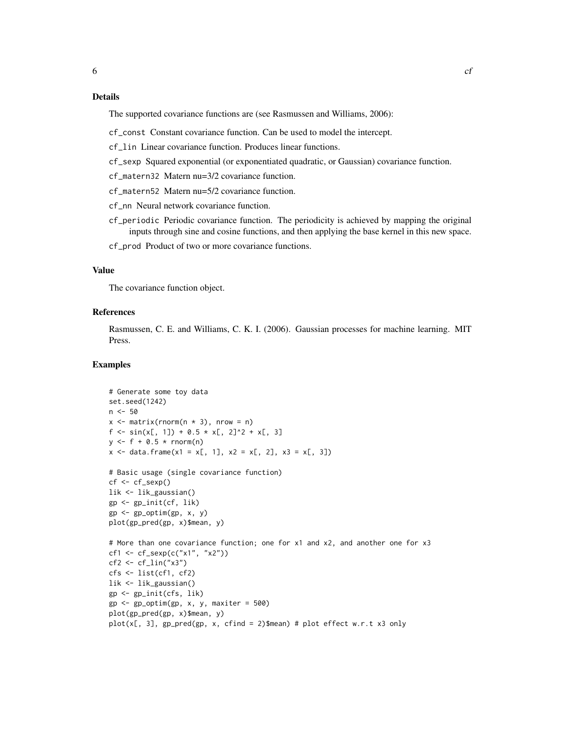### Details

The supported covariance functions are (see Rasmussen and Williams, 2006):

- `cf_const` Constant covariance function. Can be used to model the intercept.
- `cf_lin` Linear covariance function. Produces linear functions.
- `cf_sexp` Squared exponential (or exponentiated quadratic, or Gaussian) covariance function.
- `cf_matern32` Matern nu=3/2 covariance function.
- `cf_matern52` Matern nu=5/2 covariance function.
- `cf_nn` Neural network covariance function.
- `cf_periodic` Periodic covariance function. The periodicity is achieved by mapping the original inputs through sine and cosine functions, and then applying the base kernel in this new space.
- `cf_prod` Product of two or more covariance functions.

### Value

The covariance function object.

### References

Rasmussen, C. E. and Williams, C. K. I. (2006). Gaussian processes for machine learning. MIT Press.

### Examples

```
# Generate some toy data
set.seed(1242)
n <- 50
x <- matrix(rnorm(n * 3), nrow = n)
f <- sin(x[, 1]) + 0.5 * x[, 2]^2 + x[, 3]
y <- f + 0.5 * rnorm(n)
x <- data.frame(x1 = x[, 1], x2 = x[, 2], x3 = x[, 3])

# Basic usage (single covariance function)
cf <- cf_sexp()
lik <- lik_gaussian()
gp <- gp_init(cf, lik)
gp <- gp_optim(gp, x, y)
plot(gp_pred(gp, x)$mean, y)

# More than one covariance function; one for x1 and x2, and another one for x3
cf1 <- cf_sexp(c("x1", "x2"))
cf2 <- cf_lin("x3")
cfs <- list(cf1, cf2)
lik <- lik_gaussian()
gp <- gp_init(cfs, lik)
gp <- gp_optim(gp, x, y, maxiter = 500)
plot(gp_pred(gp, x)$mean, y)
plot(x[, 3], gp_pred(gp, x, cfind = 2)$mean) # plot effect w.r.t x3 only
```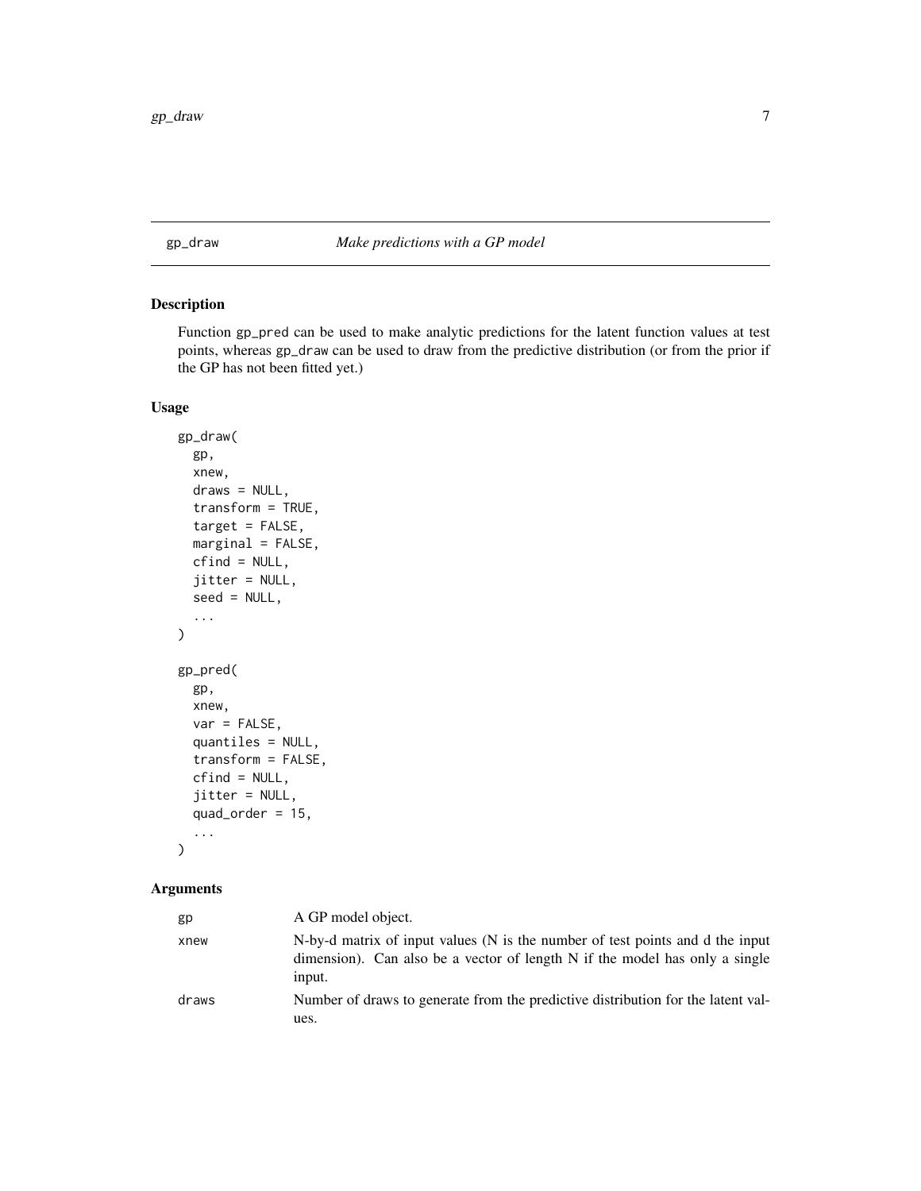## gp_draw *Make predictions with a GP model*

### Description

Function gp_pred can be used to make analytic predictions for the latent function values at test points, whereas gp_draw can be used to draw from the predictive distribution (or from the prior if the GP has not been fitted yet.)

### Usage

```
gp_draw(
  gp,
  xnew,
  draws = NULL,
  transform = TRUE,
  target = FALSE,
  marginal = FALSE,
  cfind = NULL,
  jitter = NULL,
  seed = NULL,
  ...
)

gp_pred(
  gp,
  xnew,
  var = FALSE,
  quantiles = NULL,
  transform = FALSE,
  cfind = NULL,
  jitter = NULL,
  quad_order = 15,
  ...
)
```

### Arguments

| | |
|---|---|
| gp | A GP model object. |
| xnew | N-by-d matrix of input values (N is the number of test points and d the input dimension). Can also be a vector of length N if the model has only a single input. |
| draws | Number of draws to generate from the predictive distribution for the latent values. |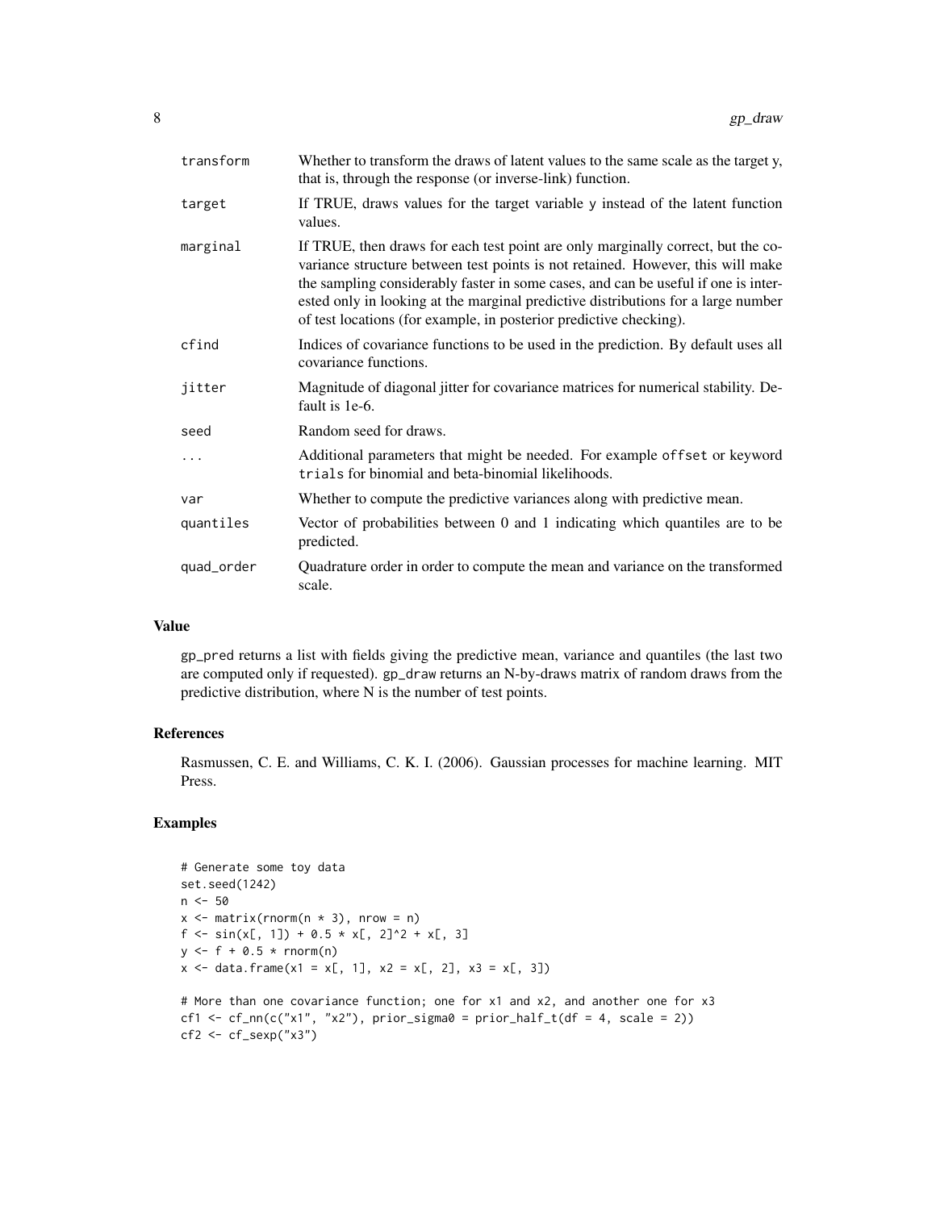| | |
|---|---|
| transform | Whether to transform the draws of latent values to the same scale as the target y, that is, through the response (or inverse-link) function. |
| target | If TRUE, draws values for the target variable y instead of the latent function values. |
| marginal | If TRUE, then draws for each test point are only marginally correct, but the covariance structure between test points is not retained. However, this will make the sampling considerably faster in some cases, and can be useful if one is interested only in looking at the marginal predictive distributions for a large number of test locations (for example, in posterior predictive checking). |
| cfind | Indices of covariance functions to be used in the prediction. By default uses all covariance functions. |
| jitter | Magnitude of diagonal jitter for covariance matrices for numerical stability. Default is 1e-6. |
| seed | Random seed for draws. |
| ... | Additional parameters that might be needed. For example `offset` or keyword `trials` for binomial and beta-binomial likelihoods. |
| var | Whether to compute the predictive variances along with predictive mean. |
| quantiles | Vector of probabilities between 0 and 1 indicating which quantiles are to be predicted. |
| quad_order | Quadrature order in order to compute the mean and variance on the transformed scale. |

## Value

gp_pred returns a list with fields giving the predictive mean, variance and quantiles (the last two are computed only if requested). gp_draw returns an N-by-draws matrix of random draws from the predictive distribution, where N is the number of test points.

## References

Rasmussen, C. E. and Williams, C. K. I. (2006). Gaussian processes for machine learning. MIT Press.

## Examples

```
# Generate some toy data
set.seed(1242)
n <- 50
x <- matrix(rnorm(n * 3), nrow = n)
f <- sin(x[, 1]) + 0.5 * x[, 2]^2 + x[, 3]
y <- f + 0.5 * rnorm(n)
x <- data.frame(x1 = x[, 1], x2 = x[, 2], x3 = x[, 3])

# More than one covariance function; one for x1 and x2, and another one for x3
cf1 <- cf_nn(c("x1", "x2"), prior_sigma0 = prior_half_t(df = 4, scale = 2))
cf2 <- cf_sexp("x3")
```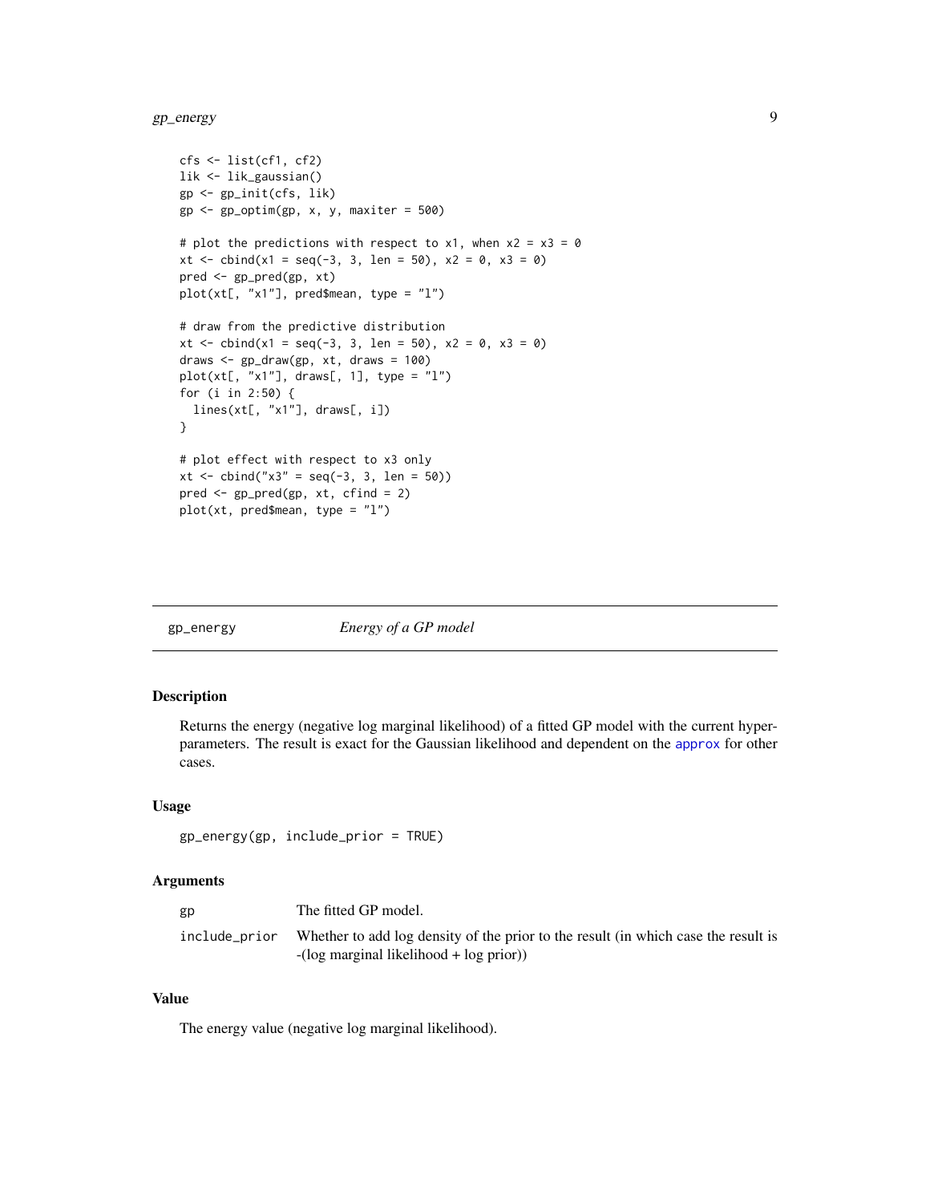```
cfs <- list(cf1, cf2)
lik <- lik_gaussian()
gp <- gp_init(cfs, lik)
gp <- gp_optim(gp, x, y, maxiter = 500)

# plot the predictions with respect to x1, when x2 = x3 = 0
xt <- cbind(x1 = seq(-3, 3, len = 50), x2 = 0, x3 = 0)
pred <- gp_pred(gp, xt)
plot(xt[, "x1"], pred$mean, type = "l")

# draw from the predictive distribution
xt <- cbind(x1 = seq(-3, 3, len = 50), x2 = 0, x3 = 0)
draws <- gp_draw(gp, xt, draws = 100)
plot(xt[, "x1"], draws[, 1], type = "l")
for (i in 2:50) {
  lines(xt[, "x1"], draws[, i])
}

# plot effect with respect to x3 only
xt <- cbind("x3" = seq(-3, 3, len = 50))
pred <- gp_pred(gp, xt, cfind = 2)
plot(xt, pred$mean, type = "l")
```

## gp_energy — *Energy of a GP model*

### Description

Returns the energy (negative log marginal likelihood) of a fitted GP model with the current hyperparameters. The result is exact for the Gaussian likelihood and dependent on the approx for other cases.

### Usage

```
gp_energy(gp, include_prior = TRUE)
```

### Arguments

| | |
|---|---|
| gp | The fitted GP model. |
| include_prior | Whether to add log density of the prior to the result (in which case the result is -(log marginal likelihood + log prior)) |

### Value

The energy value (negative log marginal likelihood).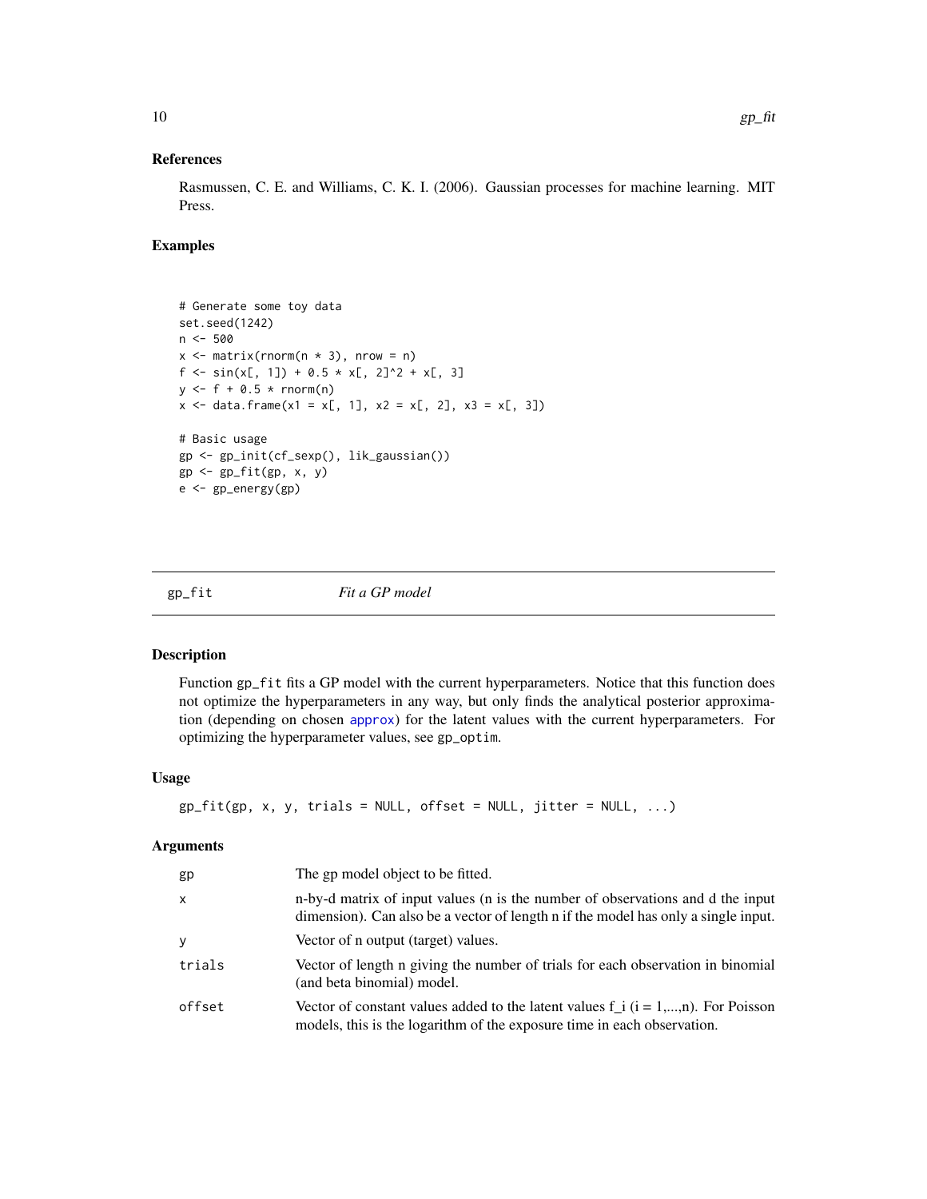### References

Rasmussen, C. E. and Williams, C. K. I. (2006). Gaussian processes for machine learning. MIT Press.

### Examples

```
# Generate some toy data
set.seed(1242)
n <- 500
x <- matrix(rnorm(n * 3), nrow = n)
f <- sin(x[, 1]) + 0.5 * x[, 2]^2 + x[, 3]
y <- f + 0.5 * rnorm(n)
x <- data.frame(x1 = x[, 1], x2 = x[, 2], x3 = x[, 3])

# Basic usage
gp <- gp_init(cf_sexp(), lik_gaussian())
gp <- gp_fit(gp, x, y)
e <- gp_energy(gp)
```

## gp_fit *Fit a GP model*

### Description

Function gp_fit fits a GP model with the current hyperparameters. Notice that this function does not optimize the hyperparameters in any way, but only finds the analytical posterior approximation (depending on chosen approx) for the latent values with the current hyperparameters. For optimizing the hyperparameter values, see gp_optim.

### Usage

```
gp_fit(gp, x, y, trials = NULL, offset = NULL, jitter = NULL, ...)
```

### Arguments

| | |
|---|---|
| gp | The gp model object to be fitted. |
| x | n-by-d matrix of input values (n is the number of observations and d the input dimension). Can also be a vector of length n if the model has only a single input. |
| y | Vector of n output (target) values. |
| trials | Vector of length n giving the number of trials for each observation in binomial (and beta binomial) model. |
| offset | Vector of constant values added to the latent values f_i (i = 1,...,n). For Poisson models, this is the logarithm of the exposure time in each observation. |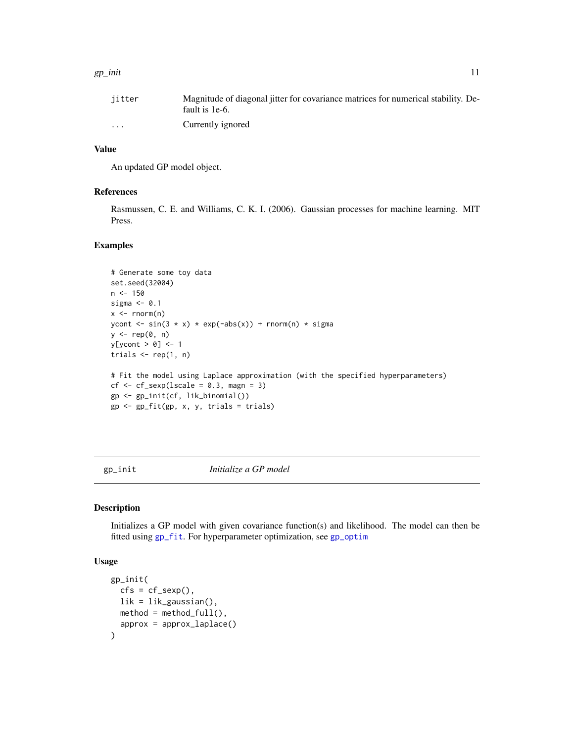| | |
|---|---|
| jitter | Magnitude of diagonal jitter for covariance matrices for numerical stability. Default is 1e-6. |
| ... | Currently ignored |

### Value

An updated GP model object.

### References

Rasmussen, C. E. and Williams, C. K. I. (2006). Gaussian processes for machine learning. MIT Press.

### Examples

```
# Generate some toy data
set.seed(32004)
n <- 150
sigma <- 0.1
x <- rnorm(n)
ycont <- sin(3 * x) * exp(-abs(x)) + rnorm(n) * sigma
y <- rep(0, n)
y[ycont > 0] <- 1
trials <- rep(1, n)

# Fit the model using Laplace approximation (with the specified hyperparameters)
cf <- cf_sexp(lscale = 0.3, magn = 3)
gp <- gp_init(cf, lik_binomial())
gp <- gp_fit(gp, x, y, trials = trials)
```

---

## gp_init — *Initialize a GP model*

### Description

Initializes a GP model with given covariance function(s) and likelihood. The model can then be fitted using gp_fit. For hyperparameter optimization, see gp_optim

### Usage

```
gp_init(
  cfs = cf_sexp(),
  lik = lik_gaussian(),
  method = method_full(),
  approx = approx_laplace()
)
```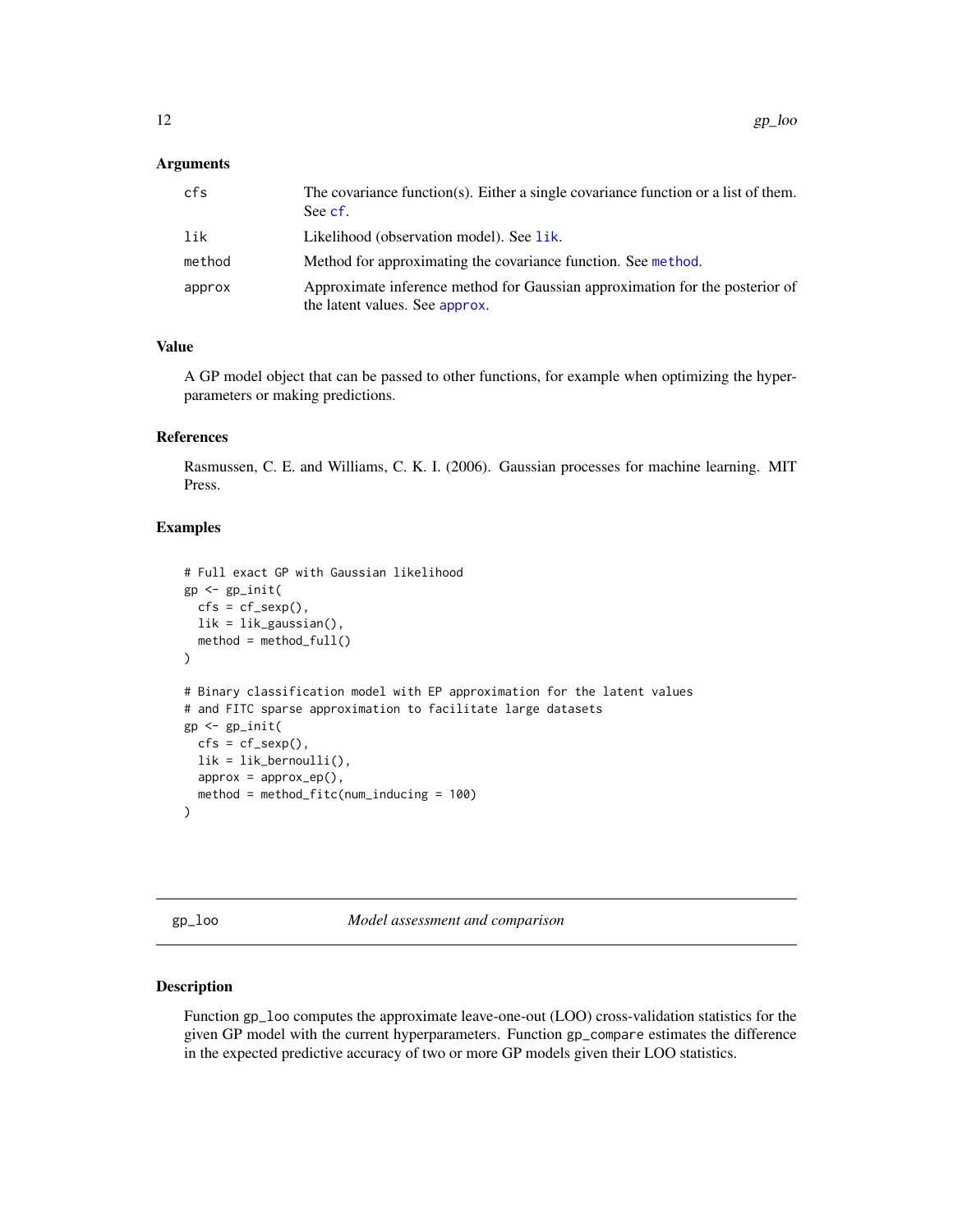### Arguments

| | |
|---|---|
| `cfs` | The covariance function(s). Either a single covariance function or a list of them. See `cf`. |
| `lik` | Likelihood (observation model). See `lik`. |
| `method` | Method for approximating the covariance function. See `method`. |
| `approx` | Approximate inference method for Gaussian approximation for the posterior of the latent values. See `approx`. |

### Value

A GP model object that can be passed to other functions, for example when optimizing the hyperparameters or making predictions.

### References

Rasmussen, C. E. and Williams, C. K. I. (2006). Gaussian processes for machine learning. MIT Press.

### Examples

```
# Full exact GP with Gaussian likelihood
gp <- gp_init(
  cfs = cf_sexp(),
  lik = lik_gaussian(),
  method = method_full()
)

# Binary classification model with EP approximation for the latent values
# and FITC sparse approximation to facilitate large datasets
gp <- gp_init(
  cfs = cf_sexp(),
  lik = lik_bernoulli(),
  approx = approx_ep(),
  method = method_fitc(num_inducing = 100)
)
```

---

## gp_loo *Model assessment and comparison*

---

### Description

Function `gp_loo` computes the approximate leave-one-out (LOO) cross-validation statistics for the given GP model with the current hyperparameters. Function `gp_compare` estimates the difference in the expected predictive accuracy of two or more GP models given their LOO statistics.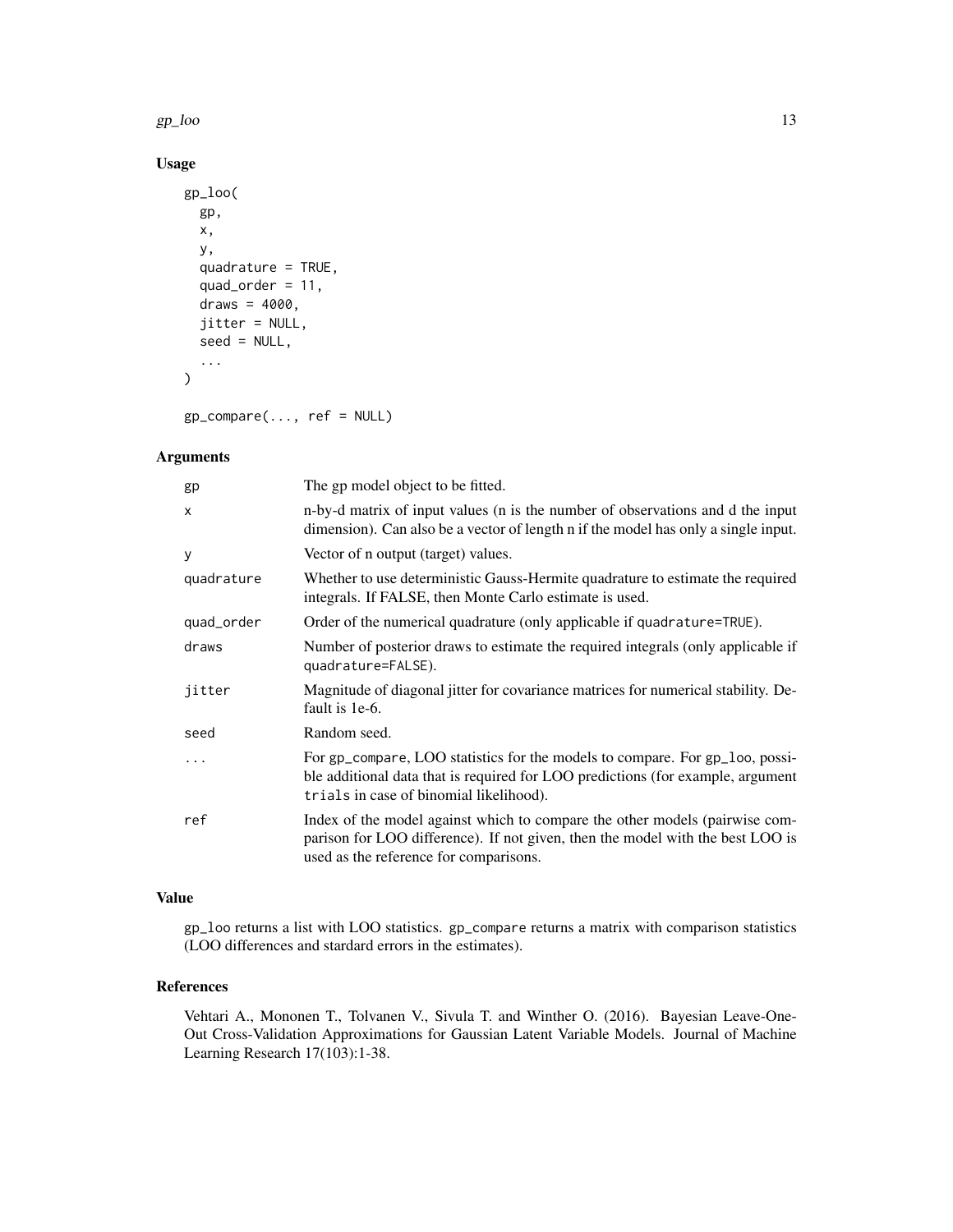## Usage

```
gp_loo(
  gp,
  x,
  y,
  quadrature = TRUE,
  quad_order = 11,
  draws = 4000,
  jitter = NULL,
  seed = NULL,
  ...
)

gp_compare(..., ref = NULL)
```

## Arguments

| | |
|---|---|
| `gp` | The gp model object to be fitted. |
| `x` | n-by-d matrix of input values (n is the number of observations and d the input dimension). Can also be a vector of length n if the model has only a single input. |
| `y` | Vector of n output (target) values. |
| `quadrature` | Whether to use deterministic Gauss-Hermite quadrature to estimate the required integrals. If FALSE, then Monte Carlo estimate is used. |
| `quad_order` | Order of the numerical quadrature (only applicable if `quadrature=TRUE`). |
| `draws` | Number of posterior draws to estimate the required integrals (only applicable if `quadrature=FALSE`). |
| `jitter` | Magnitude of diagonal jitter for covariance matrices for numerical stability. Default is 1e-6. |
| `seed` | Random seed. |
| `...` | For `gp_compare`, LOO statistics for the models to compare. For `gp_loo`, possible additional data that is required for LOO predictions (for example, argument `trials` in case of binomial likelihood). |
| `ref` | Index of the model against which to compare the other models (pairwise comparison for LOO difference). If not given, then the model with the best LOO is used as the reference for comparisons. |

## Value

`gp_loo` returns a list with LOO statistics. `gp_compare` returns a matrix with comparison statistics (LOO differences and stardard errors in the estimates).

## References

Vehtari A., Mononen T., Tolvanen V., Sivula T. and Winther O. (2016). Bayesian Leave-One-Out Cross-Validation Approximations for Gaussian Latent Variable Models. Journal of Machine Learning Research 17(103):1-38.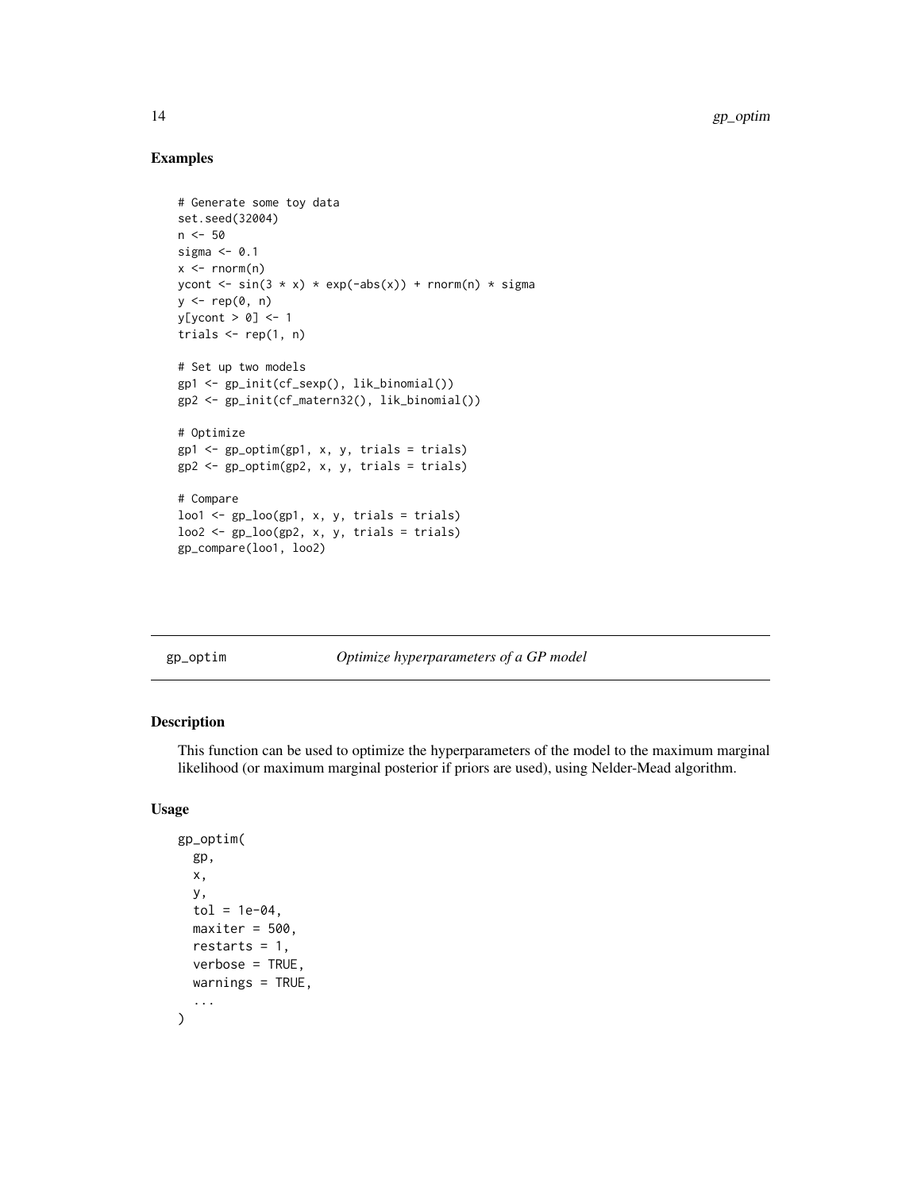## Examples

```
# Generate some toy data
set.seed(32004)
n <- 50
sigma <- 0.1
x <- rnorm(n)
ycont <- sin(3 * x) * exp(-abs(x)) + rnorm(n) * sigma
y <- rep(0, n)
y[ycont > 0] <- 1
trials <- rep(1, n)

# Set up two models
gp1 <- gp_init(cf_sexp(), lik_binomial())
gp2 <- gp_init(cf_matern32(), lik_binomial())

# Optimize
gp1 <- gp_optim(gp1, x, y, trials = trials)
gp2 <- gp_optim(gp2, x, y, trials = trials)

# Compare
loo1 <- gp_loo(gp1, x, y, trials = trials)
loo2 <- gp_loo(gp2, x, y, trials = trials)
gp_compare(loo1, loo2)
```

---

# gp_optim *Optimize hyperparameters of a GP model*

## Description

This function can be used to optimize the hyperparameters of the model to the maximum marginal likelihood (or maximum marginal posterior if priors are used), using Nelder-Mead algorithm.

## Usage

```
gp_optim(
  gp,
  x,
  y,
  tol = 1e-04,
  maxiter = 500,
  restarts = 1,
  verbose = TRUE,
  warnings = TRUE,
  ...
)
```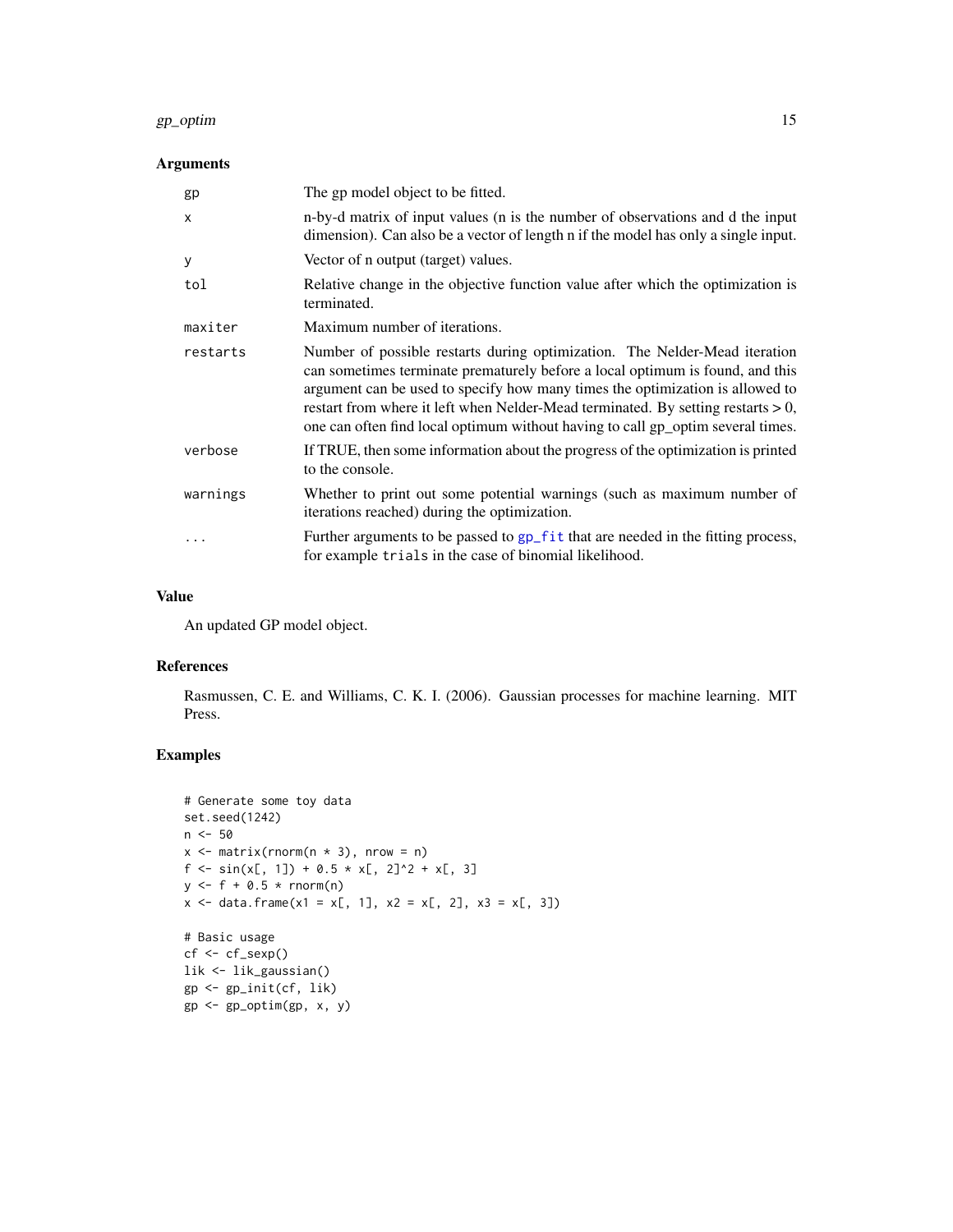## Arguments

| | |
|---|---|
| gp | The gp model object to be fitted. |
| x | n-by-d matrix of input values (n is the number of observations and d the input dimension). Can also be a vector of length n if the model has only a single input. |
| y | Vector of n output (target) values. |
| tol | Relative change in the objective function value after which the optimization is terminated. |
| maxiter | Maximum number of iterations. |
| restarts | Number of possible restarts during optimization. The Nelder-Mead iteration can sometimes terminate prematurely before a local optimum is found, and this argument can be used to specify how many times the optimization is allowed to restart from where it left when Nelder-Mead terminated. By setting restarts > 0, one can often find local optimum without having to call gp_optim several times. |
| verbose | If TRUE, then some information about the progress of the optimization is printed to the console. |
| warnings | Whether to print out some potential warnings (such as maximum number of iterations reached) during the optimization. |
| ... | Further arguments to be passed to gp_fit that are needed in the fitting process, for example trials in the case of binomial likelihood. |

## Value

An updated GP model object.

## References

Rasmussen, C. E. and Williams, C. K. I. (2006). Gaussian processes for machine learning. MIT Press.

## Examples

```
# Generate some toy data
set.seed(1242)
n <- 50
x <- matrix(rnorm(n * 3), nrow = n)
f <- sin(x[, 1]) + 0.5 * x[, 2]^2 + x[, 3]
y <- f + 0.5 * rnorm(n)
x <- data.frame(x1 = x[, 1], x2 = x[, 2], x3 = x[, 3])

# Basic usage
cf <- cf_sexp()
lik <- lik_gaussian()
gp <- gp_init(cf, lik)
gp <- gp_optim(gp, x, y)
```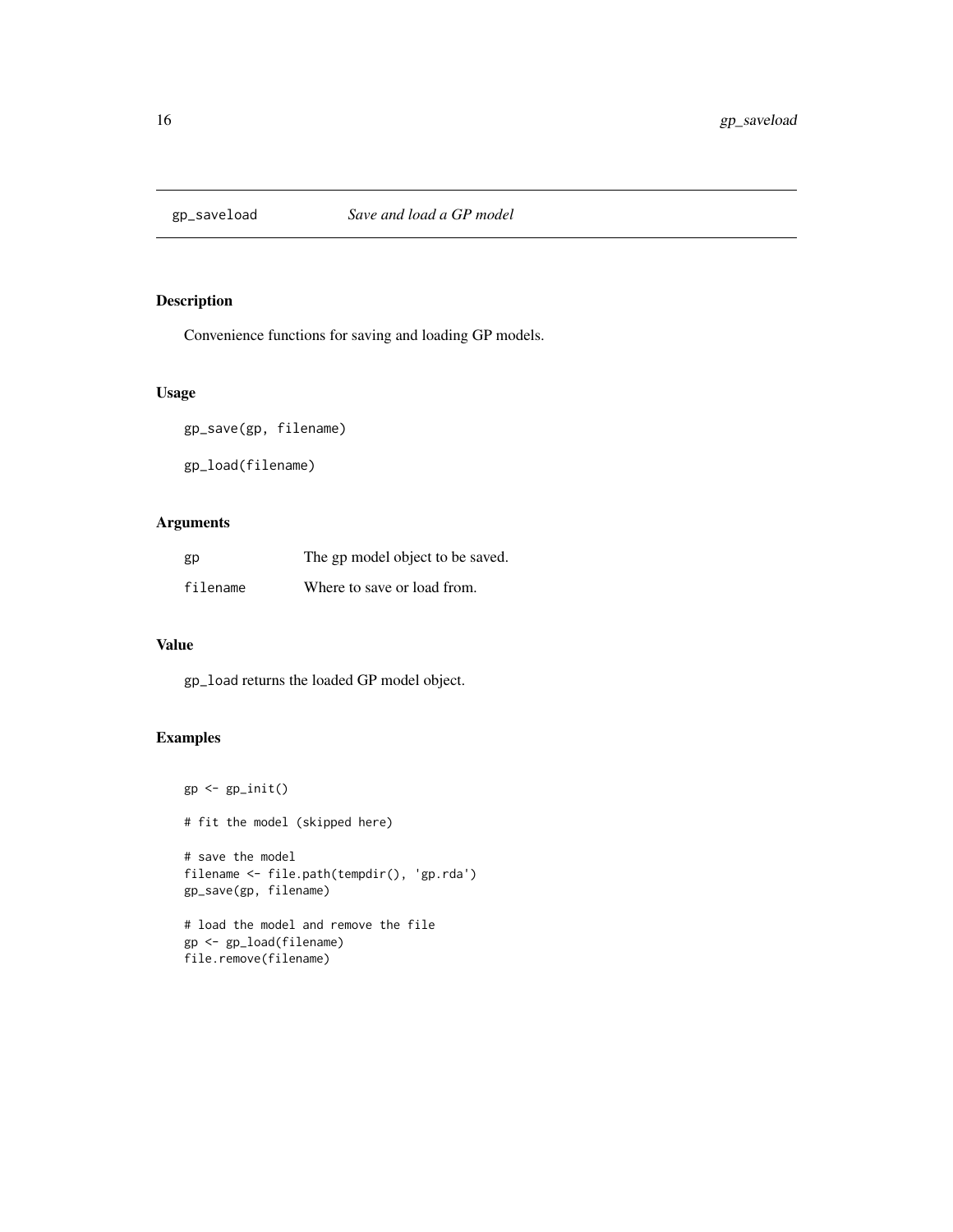# gp_saveload *Save and load a GP model*

## Description

Convenience functions for saving and loading GP models.

## Usage

```
gp_save(gp, filename)

gp_load(filename)
```

## Arguments

| | |
|---|---|
| gp | The gp model object to be saved. |
| filename | Where to save or load from. |

## Value

gp_load returns the loaded GP model object.

## Examples

```
gp <- gp_init()

# fit the model (skipped here)

# save the model
filename <- file.path(tempdir(), 'gp.rda')
gp_save(gp, filename)

# load the model and remove the file
gp <- gp_load(filename)
file.remove(filename)
```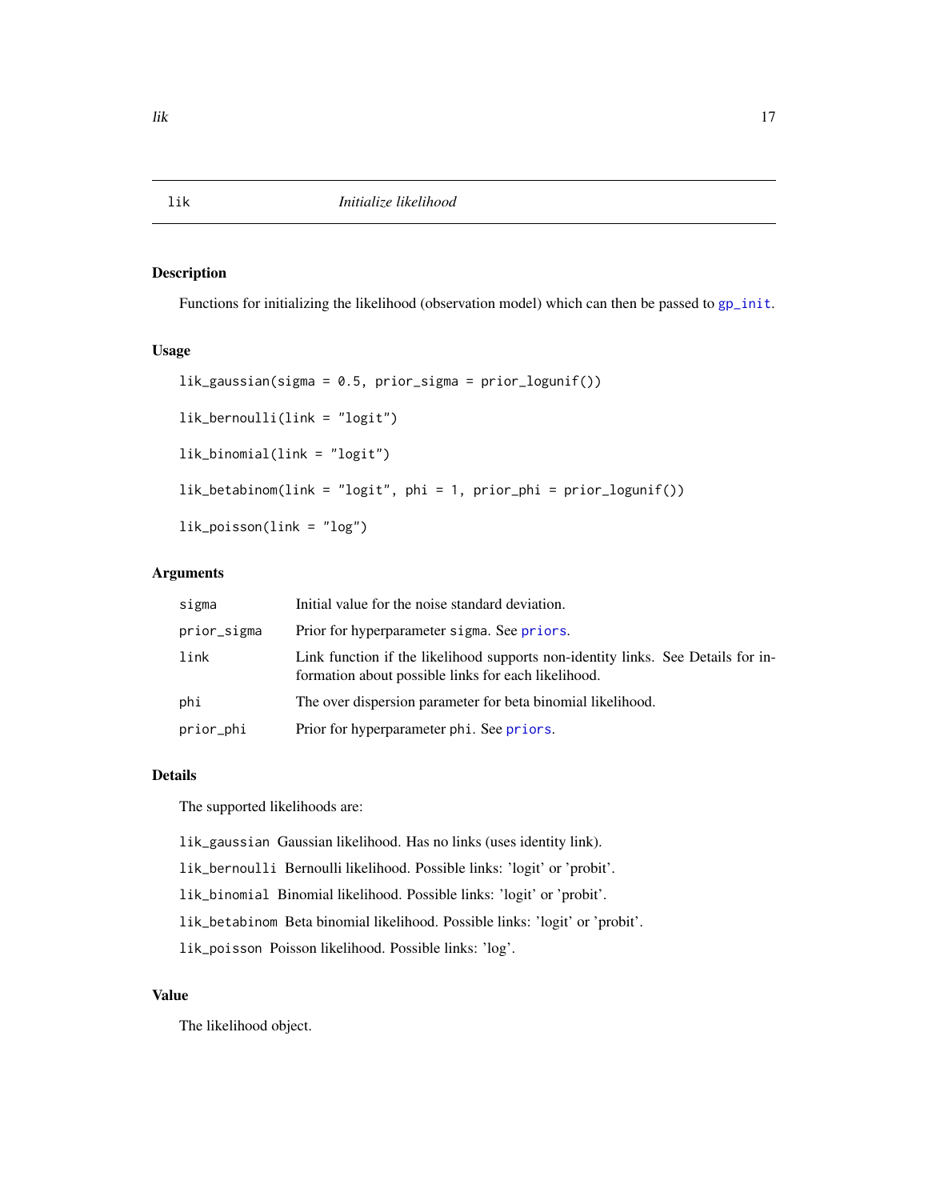## lik — *Initialize likelihood*

### Description

Functions for initializing the likelihood (observation model) which can then be passed to `gp_init`.

### Usage

```
lik_gaussian(sigma = 0.5, prior_sigma = prior_logunif())

lik_bernoulli(link = "logit")

lik_binomial(link = "logit")

lik_betabinom(link = "logit", phi = 1, prior_phi = prior_logunif())

lik_poisson(link = "log")
```

### Arguments

| Argument | Description |
|---|---|
| `sigma` | Initial value for the noise standard deviation. |
| `prior_sigma` | Prior for hyperparameter `sigma`. See `priors`. |
| `link` | Link function if the likelihood supports non-identity links. See Details for information about possible links for each likelihood. |
| `phi` | The over dispersion parameter for beta binomial likelihood. |
| `prior_phi` | Prior for hyperparameter `phi`. See `priors`. |

### Details

The supported likelihoods are:

- `lik_gaussian` Gaussian likelihood. Has no links (uses identity link).
- `lik_bernoulli` Bernoulli likelihood. Possible links: 'logit' or 'probit'.
- `lik_binomial` Binomial likelihood. Possible links: 'logit' or 'probit'.
- `lik_betabinom` Beta binomial likelihood. Possible links: 'logit' or 'probit'.
- `lik_poisson` Poisson likelihood. Possible links: 'log'.

### Value

The likelihood object.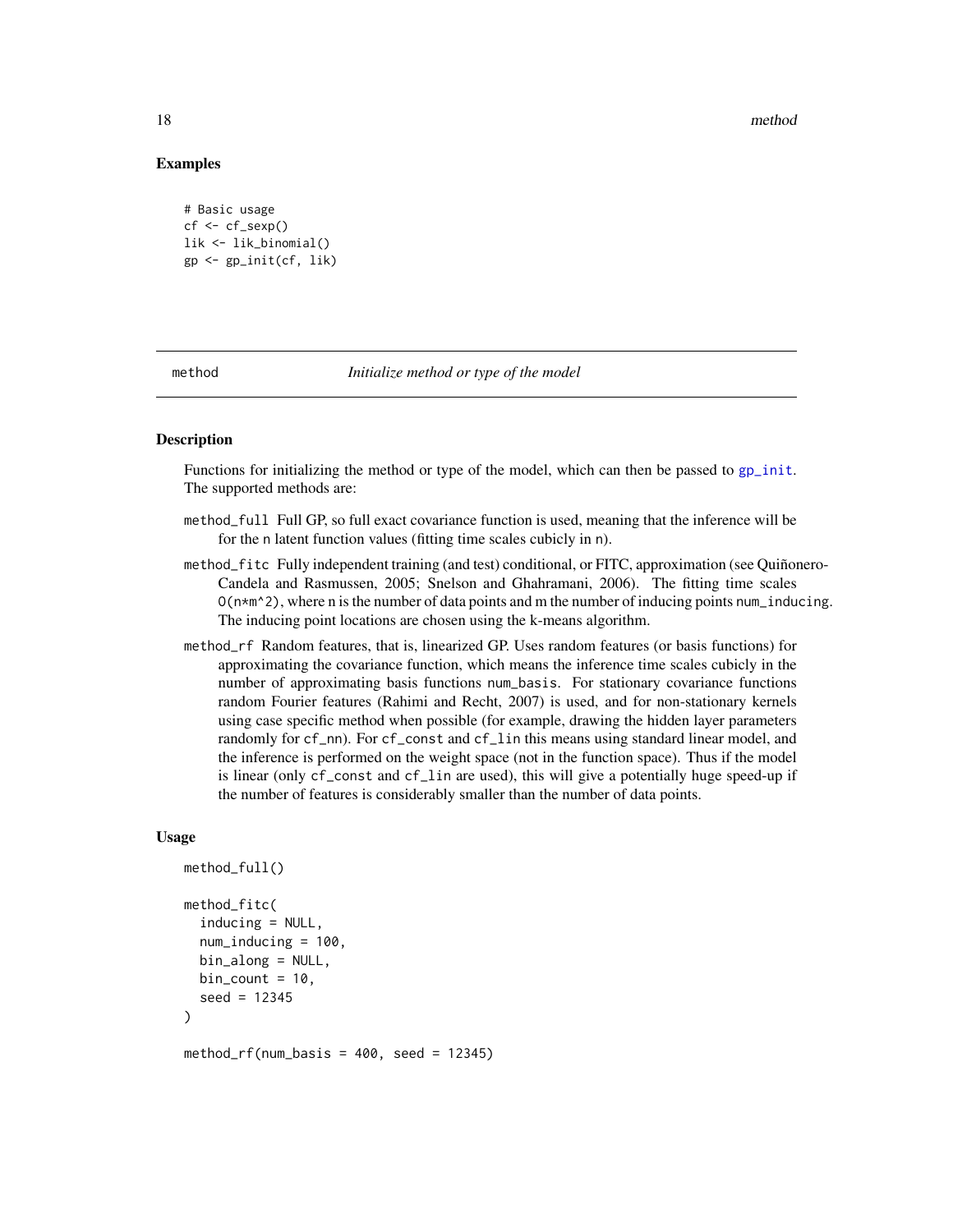### Examples

```
# Basic usage
cf <- cf_sexp()
lik <- lik_binomial()
gp <- gp_init(cf, lik)
```

---

## method — *Initialize method or type of the model*

---

### Description

Functions for initializing the method or type of the model, which can then be passed to gp_init. The supported methods are:

- `method_full` Full GP, so full exact covariance function is used, meaning that the inference will be for the `n` latent function values (fitting time scales cubicly in `n`).
- `method_fitc` Fully independent training (and test) conditional, or FITC, approximation (see Quiñonero-Candela and Rasmussen, 2005; Snelson and Ghahramani, 2006). The fitting time scales `O(n*m^2)`, where n is the number of data points and m the number of inducing points `num_inducing`. The inducing point locations are chosen using the k-means algorithm.
- `method_rf` Random features, that is, linearized GP. Uses random features (or basis functions) for approximating the covariance function, which means the inference time scales cubicly in the number of approximating basis functions `num_basis`. For stationary covariance functions random Fourier features (Rahimi and Recht, 2007) is used, and for non-stationary kernels using case specific method when possible (for example, drawing the hidden layer parameters randomly for `cf_nn`). For `cf_const` and `cf_lin` this means using standard linear model, and the inference is performed on the weight space (not in the function space). Thus if the model is linear (only `cf_const` and `cf_lin` are used), this will give a potentially huge speed-up if the number of features is considerably smaller than the number of data points.

### Usage

```
method_full()

method_fitc(
  inducing = NULL,
  num_inducing = 100,
  bin_along = NULL,
  bin_count = 10,
  seed = 12345
)

method_rf(num_basis = 400, seed = 12345)
```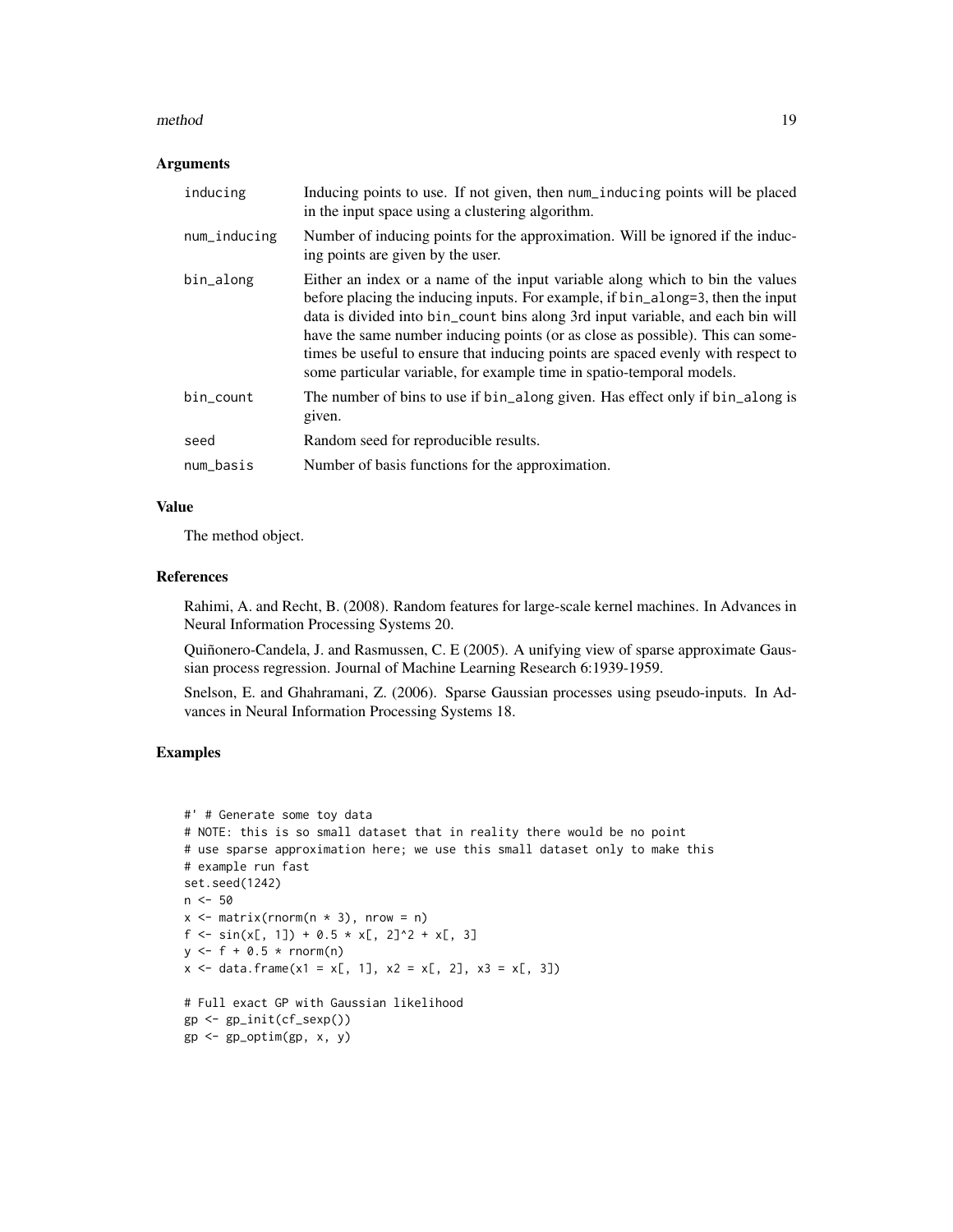### Arguments

| | |
|---|---|
| inducing | Inducing points to use. If not given, then num_inducing points will be placed in the input space using a clustering algorithm. |
| num_inducing | Number of inducing points for the approximation. Will be ignored if the inducing points are given by the user. |
| bin_along | Either an index or a name of the input variable along which to bin the values before placing the inducing inputs. For example, if bin_along=3, then the input data is divided into bin_count bins along 3rd input variable, and each bin will have the same number inducing points (or as close as possible). This can sometimes be useful to ensure that inducing points are spaced evenly with respect to some particular variable, for example time in spatio-temporal models. |
| bin_count | The number of bins to use if bin_along given. Has effect only if bin_along is given. |
| seed | Random seed for reproducible results. |
| num_basis | Number of basis functions for the approximation. |

### Value

The method object.

### References

Rahimi, A. and Recht, B. (2008). Random features for large-scale kernel machines. In Advances in Neural Information Processing Systems 20.

Quiñonero-Candela, J. and Rasmussen, C. E (2005). A unifying view of sparse approximate Gaussian process regression. Journal of Machine Learning Research 6:1939-1959.

Snelson, E. and Ghahramani, Z. (2006). Sparse Gaussian processes using pseudo-inputs. In Advances in Neural Information Processing Systems 18.

### Examples

```
#' # Generate some toy data
# NOTE: this is so small dataset that in reality there would be no point
# use sparse approximation here; we use this small dataset only to make this
# example run fast
set.seed(1242)
n <- 50
x <- matrix(rnorm(n * 3), nrow = n)
f <- sin(x[, 1]) + 0.5 * x[, 2]^2 + x[, 3]
y <- f + 0.5 * rnorm(n)
x <- data.frame(x1 = x[, 1], x2 = x[, 2], x3 = x[, 3])

# Full exact GP with Gaussian likelihood
gp <- gp_init(cf_sexp())
gp <- gp_optim(gp, x, y)
```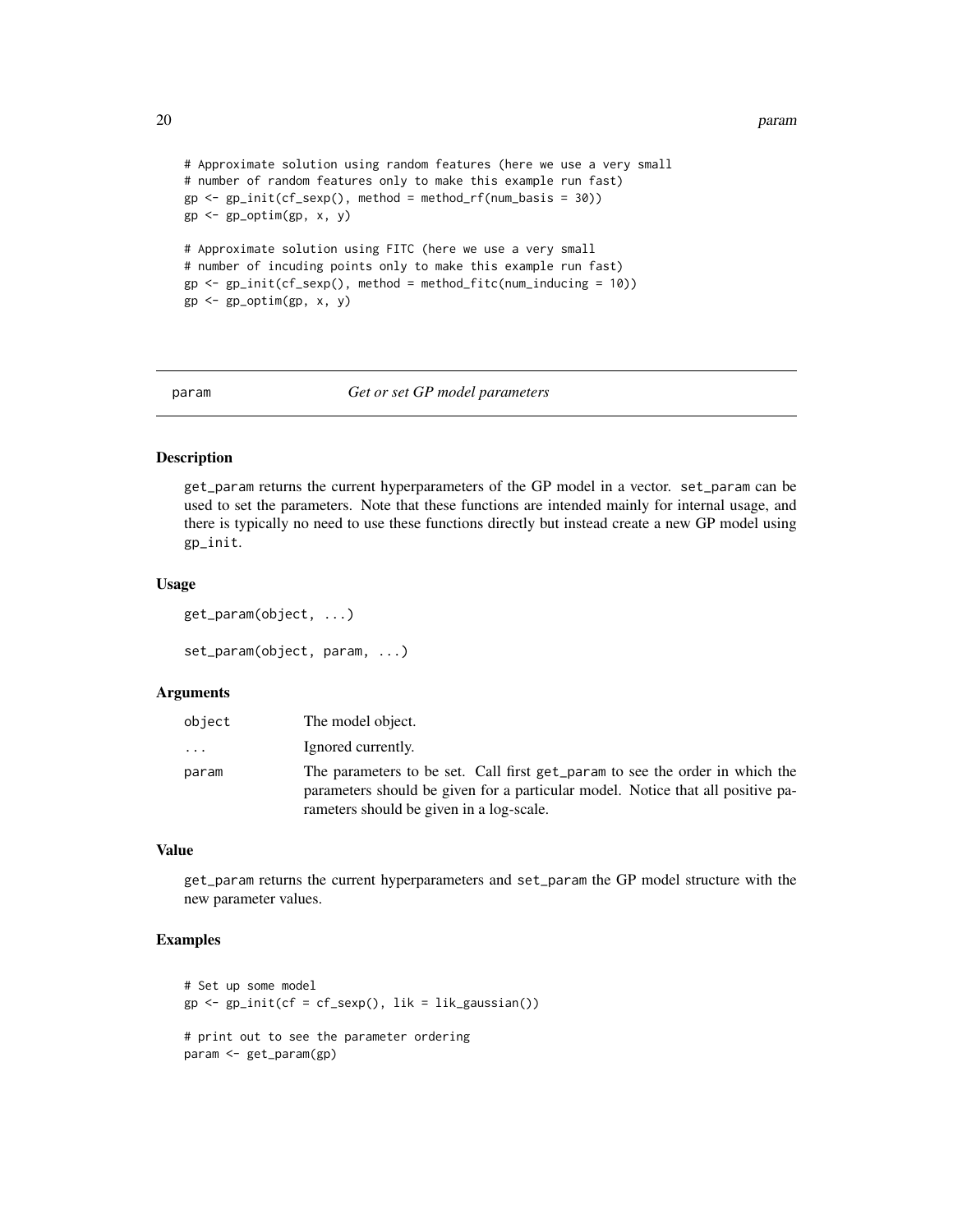```
# Approximate solution using random features (here we use a very small
# number of random features only to make this example run fast)
gp <- gp_init(cf_sexp(), method = method_rf(num_basis = 30))
gp <- gp_optim(gp, x, y)

# Approximate solution using FITC (here we use a very small
# number of incuding points only to make this example run fast)
gp <- gp_init(cf_sexp(), method = method_fitc(num_inducing = 10))
gp <- gp_optim(gp, x, y)
```

---

## param — *Get or set GP model parameters*

### Description

get_param returns the current hyperparameters of the GP model in a vector. set_param can be used to set the parameters. Note that these functions are intended mainly for internal usage, and there is typically no need to use these functions directly but instead create a new GP model using gp_init.

### Usage

```
get_param(object, ...)

set_param(object, param, ...)
```

### Arguments

| | |
|---|---|
| object | The model object. |
| ... | Ignored currently. |
| param | The parameters to be set. Call first get_param to see the order in which the parameters should be given for a particular model. Notice that all positive parameters should be given in a log-scale. |

### Value

get_param returns the current hyperparameters and set_param the GP model structure with the new parameter values.

### Examples

```
# Set up some model
gp <- gp_init(cf = cf_sexp(), lik = lik_gaussian())

# print out to see the parameter ordering
param <- get_param(gp)
```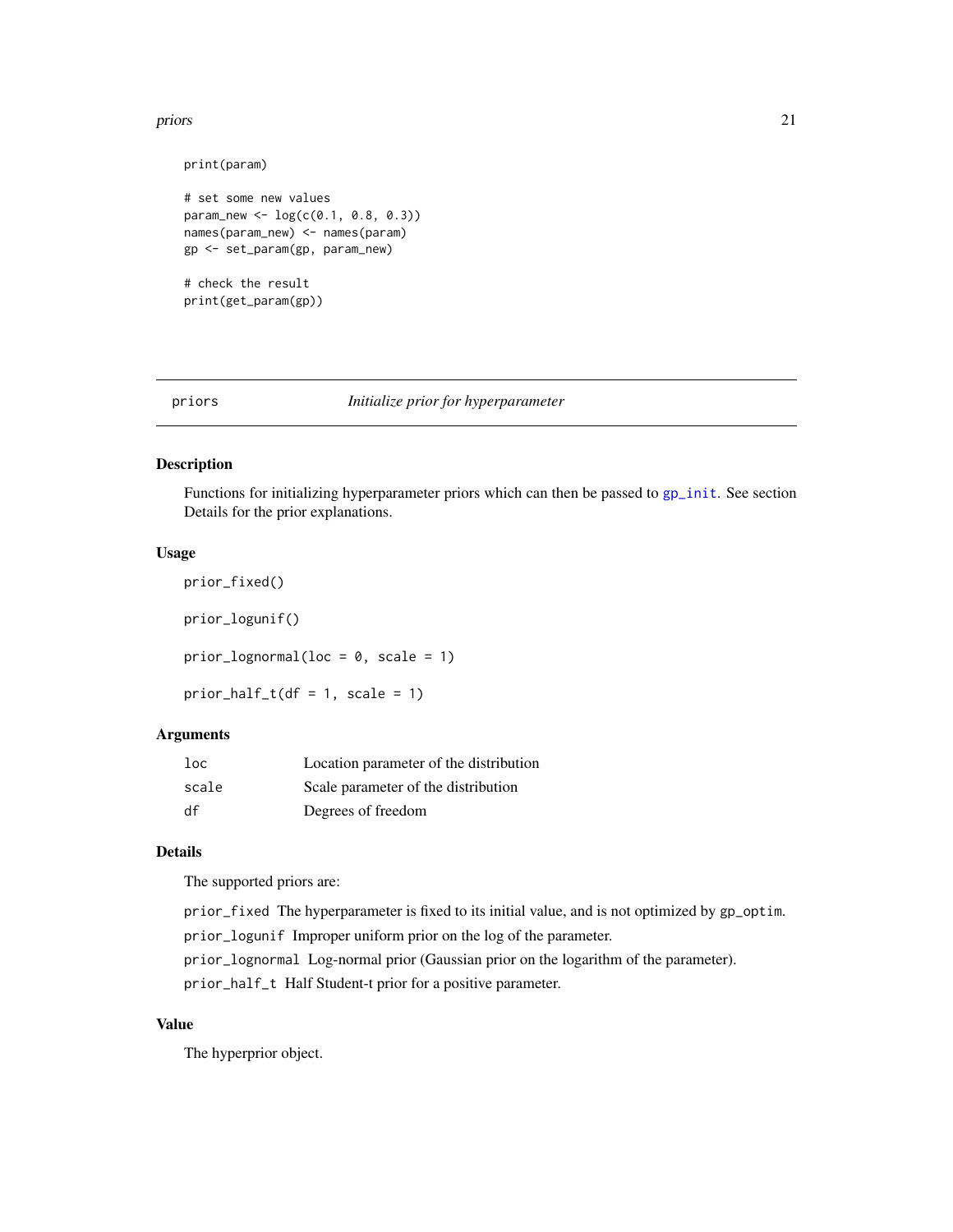```
print(param)

# set some new values
param_new <- log(c(0.1, 0.8, 0.3))
names(param_new) <- names(param)
gp <- set_param(gp, param_new)

# check the result
print(get_param(gp))
```

---

## priors — *Initialize prior for hyperparameter*

### Description

Functions for initializing hyperparameter priors which can then be passed to gp_init. See section Details for the prior explanations.

### Usage

```
prior_fixed()

prior_logunif()

prior_lognormal(loc = 0, scale = 1)

prior_half_t(df = 1, scale = 1)
```

### Arguments

| | |
|---|---|
| loc | Location parameter of the distribution |
| scale | Scale parameter of the distribution |
| df | Degrees of freedom |

### Details

The supported priors are:

- `prior_fixed` The hyperparameter is fixed to its initial value, and is not optimized by `gp_optim`.
- `prior_logunif` Improper uniform prior on the log of the parameter.
- `prior_lognormal` Log-normal prior (Gaussian prior on the logarithm of the parameter).
- `prior_half_t` Half Student-t prior for a positive parameter.

### Value

The hyperprior object.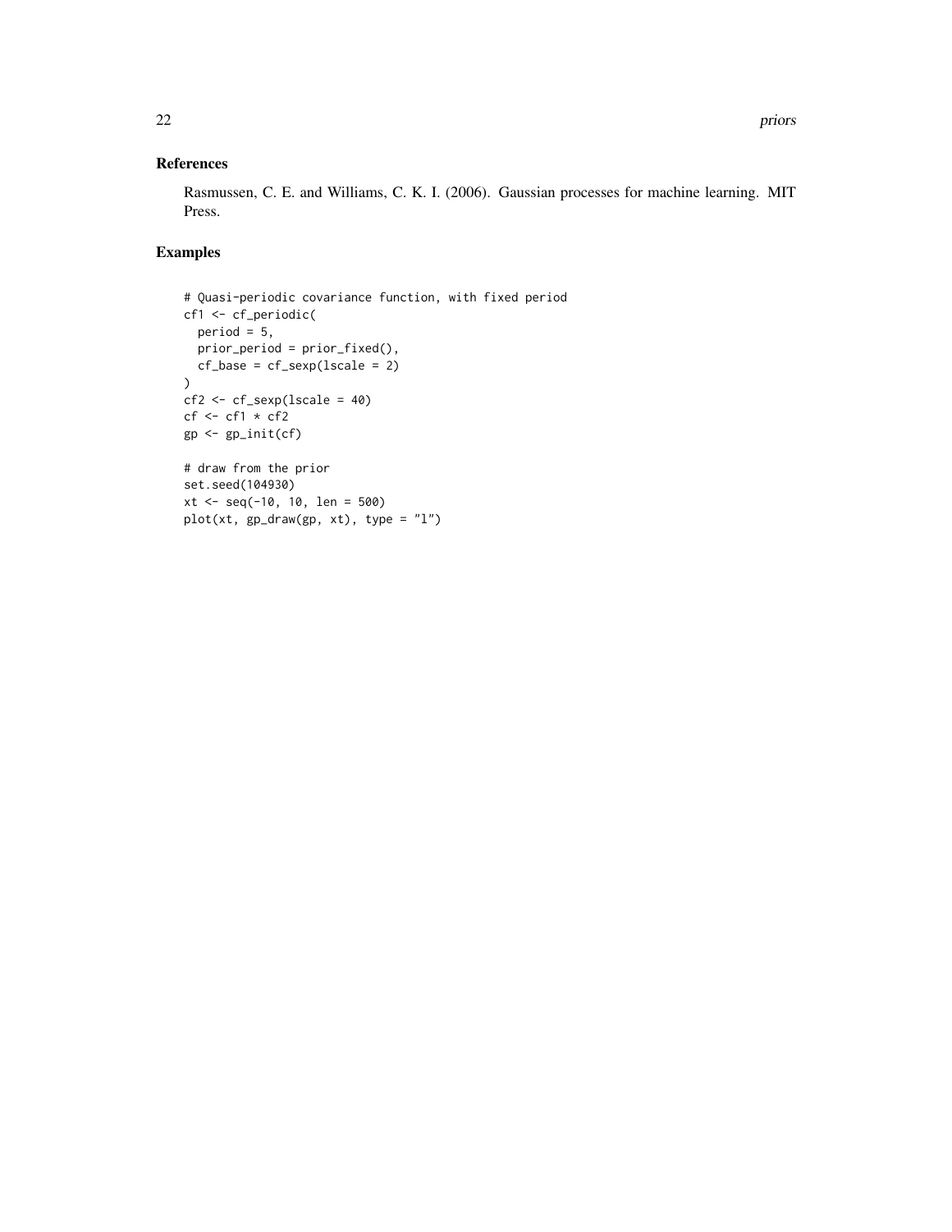## References

Rasmussen, C. E. and Williams, C. K. I. (2006). Gaussian processes for machine learning. MIT Press.

## Examples

```
# Quasi-periodic covariance function, with fixed period
cf1 <- cf_periodic(
  period = 5,
  prior_period = prior_fixed(),
  cf_base = cf_sexp(lscale = 2)
)
cf2 <- cf_sexp(lscale = 40)
cf <- cf1 * cf2
gp <- gp_init(cf)

# draw from the prior
set.seed(104930)
xt <- seq(-10, 10, len = 500)
plot(xt, gp_draw(gp, xt), type = "l")
```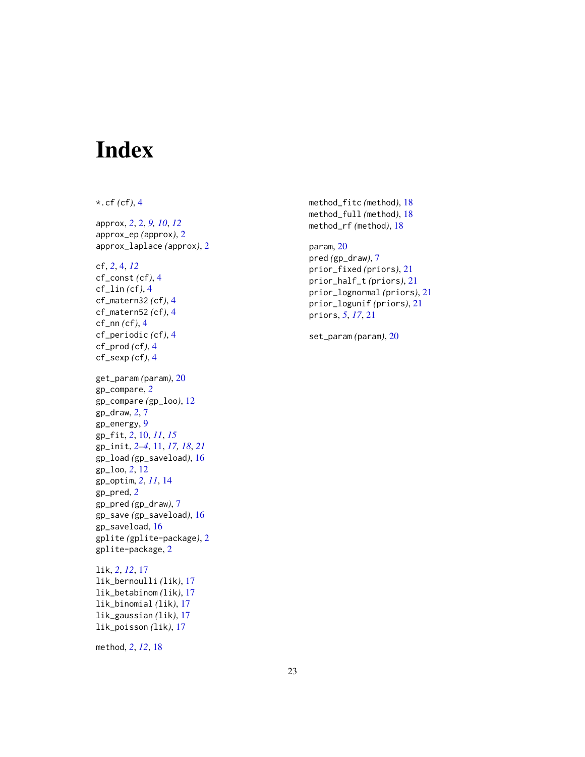# Index

*.cf (cf), 4

approx, *2*, 2, *9, 10*, *12*
approx_ep (approx), 2
approx_laplace (approx), 2

cf, *2*, 4, *12*
cf_const (cf), 4
cf_lin (cf), 4
cf_matern32 (cf), 4
cf_matern52 (cf), 4
cf_nn (cf), 4
cf_periodic (cf), 4
cf_prod (cf), 4
cf_sexp (cf), 4

get_param (param), 20
gp_compare, *2*
gp_compare (gp_loo), 12
gp_draw, *2*, 7
gp_energy, 9
gp_fit, *2*, 10, *11*, *15*
gp_init, *2–4*, 11, *17, 18*, *21*
gp_load (gp_saveload), 16
gp_loo, *2*, 12
gp_optim, *2*, *11*, 14
gp_pred, *2*
gp_pred (gp_draw), 7
gp_save (gp_saveload), 16
gp_saveload, 16
gplite (gplite-package), 2
gplite-package, 2

lik, *2*, *12*, 17
lik_bernoulli (lik), 17
lik_betabinom (lik), 17
lik_binomial (lik), 17
lik_gaussian (lik), 17
lik_poisson (lik), 17

method, *2*, *12*, 18
method_fitc (method), 18
method_full (method), 18
method_rf (method), 18

param, 20
pred (gp_draw), 7
prior_fixed (priors), 21
prior_half_t (priors), 21
prior_lognormal (priors), 21
prior_logunif (priors), 21
priors, *5*, *17*, 21

set_param (param), 20